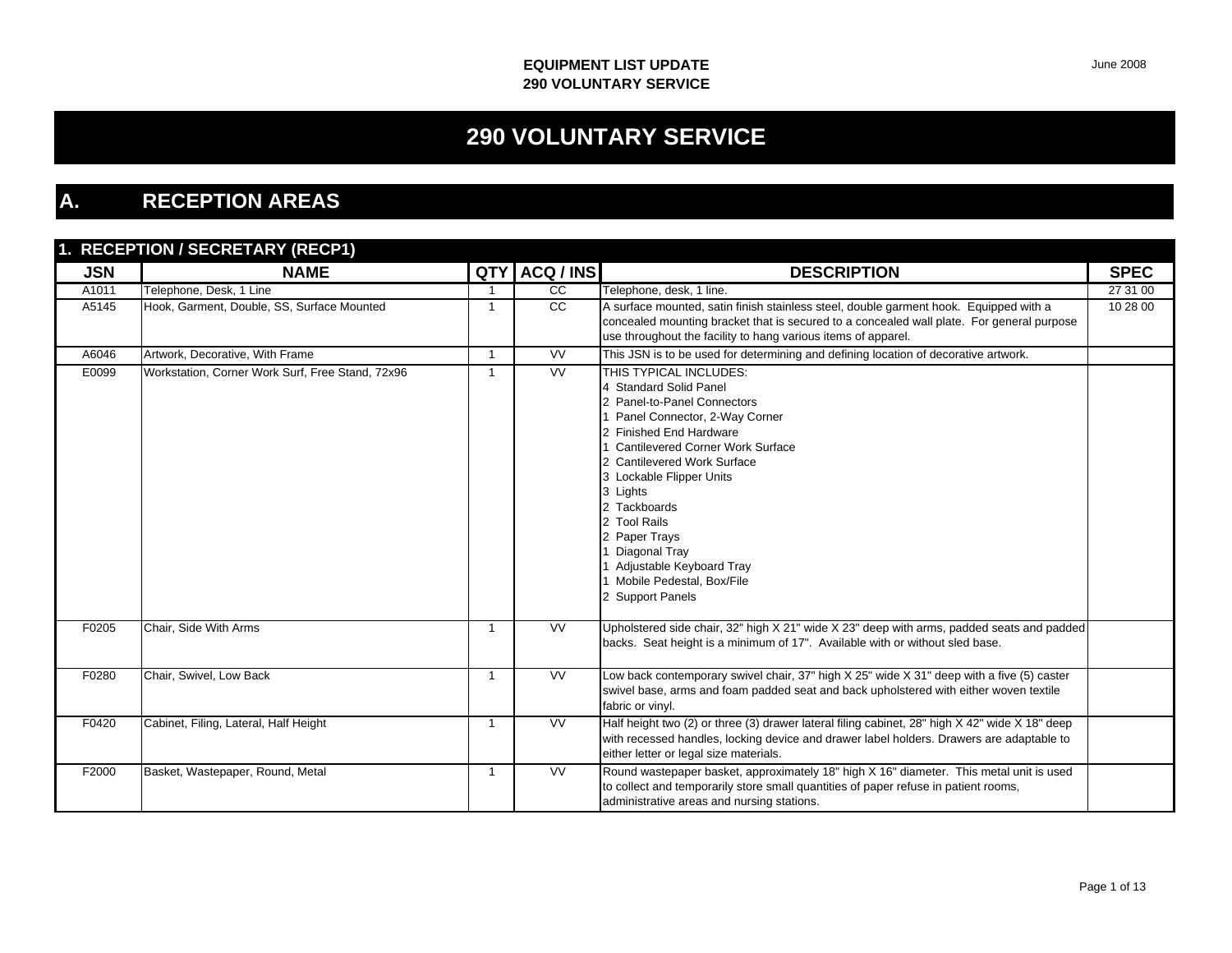**EQUIPMENT LIST UPDATE**
**290 VOLUNTARY SERVICE**

June 2008

# 290 VOLUNTARY SERVICE

## A. RECEPTION AREAS

### 1. RECEPTION / SECRETARY (RECP1)

| JSN | NAME | QTY | ACQ / INS | DESCRIPTION | SPEC |
|---|---|---|---|---|---|
| A1011 | Telephone, Desk, 1 Line | 1 | CC | Telephone, desk, 1 line. | 27 31 00 |
| A5145 | Hook, Garment, Double, SS, Surface Mounted | 1 | CC | A surface mounted, satin finish stainless steel, double garment hook. Equipped with a concealed mounting bracket that is secured to a concealed wall plate. For general purpose use throughout the facility to hang various items of apparel. | 10 28 00 |
| A6046 | Artwork, Decorative, With Frame | 1 | VV | This JSN is to be used for determining and defining location of decorative artwork. | |
| E0099 | Workstation, Corner Work Surf, Free Stand, 72x96 | 1 | VV | THIS TYPICAL INCLUDES:<br>4 Standard Solid Panel<br>2 Panel-to-Panel Connectors<br>1 Panel Connector, 2-Way Corner<br>2 Finished End Hardware<br>1 Cantilevered Corner Work Surface<br>2 Cantilevered Work Surface<br>3 Lockable Flipper Units<br>3 Lights<br>2 Tackboards<br>2 Tool Rails<br>2 Paper Trays<br>1 Diagonal Tray<br>1 Adjustable Keyboard Tray<br>1 Mobile Pedestal, Box/File<br>2 Support Panels | |
| F0205 | Chair, Side With Arms | 1 | VV | Upholstered side chair, 32" high X 21" wide X 23" deep with arms, padded seats and padded backs. Seat height is a minimum of 17". Available with or without sled base. | |
| F0280 | Chair, Swivel, Low Back | 1 | VV | Low back contemporary swivel chair, 37" high X 25" wide X 31" deep with a five (5) caster swivel base, arms and foam padded seat and back upholstered with either woven textile fabric or vinyl. | |
| F0420 | Cabinet, Filing, Lateral, Half Height | 1 | VV | Half height two (2) or three (3) drawer lateral filing cabinet, 28" high X 42" wide X 18" deep with recessed handles, locking device and drawer label holders. Drawers are adaptable to either letter or legal size materials. | |
| F2000 | Basket, Wastepaper, Round, Metal | 1 | VV | Round wastepaper basket, approximately 18" high X 16" diameter. This metal unit is used to collect and temporarily store small quantities of paper refuse in patient rooms, administrative areas and nursing stations. | |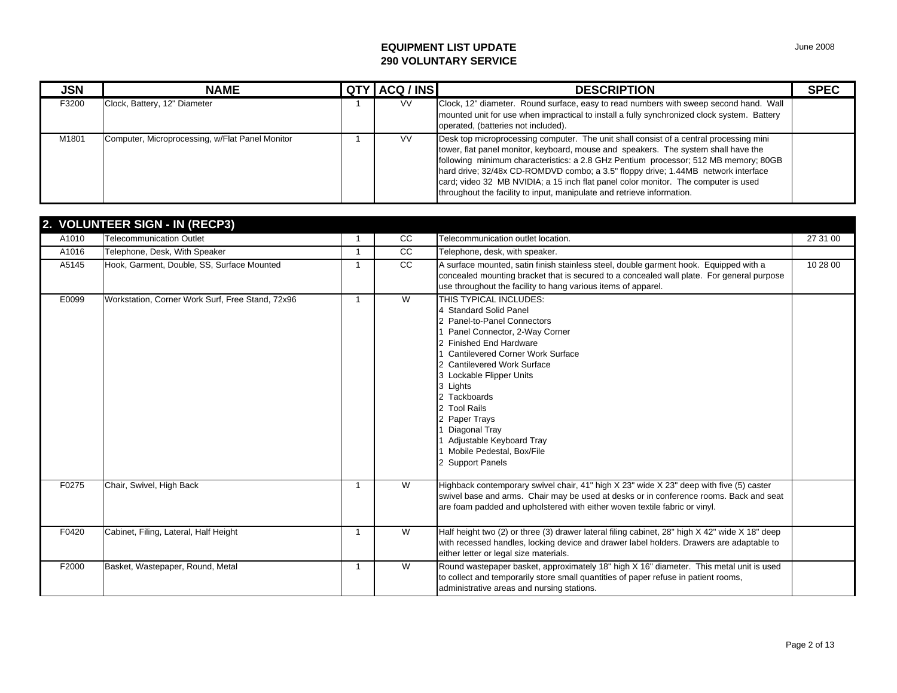**EQUIPMENT LIST UPDATE**
**290 VOLUNTARY SERVICE**

| JSN | NAME | QTY | ACQ / INS | DESCRIPTION | SPEC |
|---|---|---|---|---|---|
| F3200 | Clock, Battery, 12" Diameter | 1 | VV | Clock, 12" diameter. Round surface, easy to read numbers with sweep second hand. Wall mounted unit for use when impractical to install a fully synchronized clock system. Battery operated, (batteries not included). | |
| M1801 | Computer, Microprocessing, w/Flat Panel Monitor | 1 | VV | Desk top microprocessing computer. The unit shall consist of a central processing mini tower, flat panel monitor, keyboard, mouse and speakers. The system shall have the following minimum characteristics: a 2.8 GHz Pentium processor; 512 MB memory; 80GB hard drive; 32/48x CD-ROMDVD combo; a 3.5" floppy drive; 1.44MB network interface card; video 32 MB NVIDIA; a 15 inch flat panel color monitor. The computer is used throughout the facility to input, manipulate and retrieve information. | |

## 2. VOLUNTEER SIGN - IN (RECP3)

| JSN | NAME | QTY | ACQ / INS | DESCRIPTION | SPEC |
|---|---|---|---|---|---|
| A1010 | Telecommunication Outlet | 1 | CC | Telecommunication outlet location. | 27 31 00 |
| A1016 | Telephone, Desk, With Speaker | 1 | CC | Telephone, desk, with speaker. | |
| A5145 | Hook, Garment, Double, SS, Surface Mounted | 1 | CC | A surface mounted, satin finish stainless steel, double garment hook. Equipped with a concealed mounting bracket that is secured to a concealed wall plate. For general purpose use throughout the facility to hang various items of apparel. | 10 28 00 |
| E0099 | Workstation, Corner Work Surf, Free Stand, 72x96 | 1 | W | THIS TYPICAL INCLUDES:<br>4 Standard Solid Panel<br>2 Panel-to-Panel Connectors<br>1 Panel Connector, 2-Way Corner<br>2 Finished End Hardware<br>1 Cantilevered Corner Work Surface<br>2 Cantilevered Work Surface<br>3 Lockable Flipper Units<br>3 Lights<br>2 Tackboards<br>2 Tool Rails<br>2 Paper Trays<br>1 Diagonal Tray<br>1 Adjustable Keyboard Tray<br>1 Mobile Pedestal, Box/File<br>2 Support Panels | |
| F0275 | Chair, Swivel, High Back | 1 | W | Highback contemporary swivel chair, 41" high X 23" wide X 23" deep with five (5) caster swivel base and arms. Chair may be used at desks or in conference rooms. Back and seat are foam padded and upholstered with either woven textile fabric or vinyl. | |
| F0420 | Cabinet, Filing, Lateral, Half Height | 1 | W | Half height two (2) or three (3) drawer lateral filing cabinet, 28" high X 42" wide X 18" deep with recessed handles, locking device and drawer label holders. Drawers are adaptable to either letter or legal size materials. | |
| F2000 | Basket, Wastepaper, Round, Metal | 1 | W | Round wastepaper basket, approximately 18" high X 16" diameter. This metal unit is used to collect and temporarily store small quantities of paper refuse in patient rooms, administrative areas and nursing stations. | |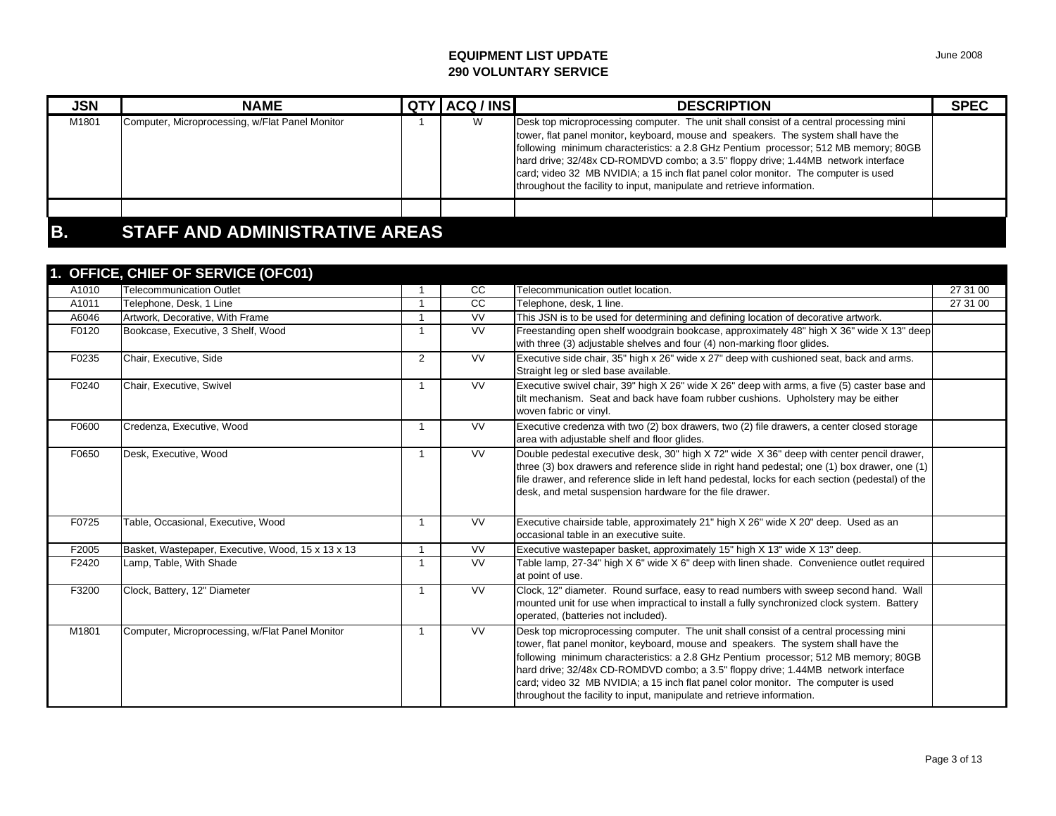| JSN | NAME | QTY | ACQ / INS | DESCRIPTION | SPEC |
|---|---|---|---|---|---|
| M1801 | Computer, Microprocessing, w/Flat Panel Monitor | 1 | W | Desk top microprocessing computer. The unit shall consist of a central processing mini tower, flat panel monitor, keyboard, mouse and speakers. The system shall have the following minimum characteristics: a 2.8 GHz Pentium processor; 512 MB memory; 80GB hard drive; 32/48x CD-ROMDVD combo; a 3.5" floppy drive; 1.44MB network interface card; video 32 MB NVIDIA; a 15 inch flat panel color monitor. The computer is used throughout the facility to input, manipulate and retrieve information. | |
| | | | | | |

## B. STAFF AND ADMINISTRATIVE AREAS

### 1. OFFICE, CHIEF OF SERVICE (OFC01)

| JSN | NAME | QTY | ACQ / INS | DESCRIPTION | SPEC |
|---|---|---|---|---|---|
| A1010 | Telecommunication Outlet | 1 | CC | Telecommunication outlet location. | 27 31 00 |
| A1011 | Telephone, Desk, 1 Line | 1 | CC | Telephone, desk, 1 line. | 27 31 00 |
| A6046 | Artwork, Decorative, With Frame | 1 | VV | This JSN is to be used for determining and defining location of decorative artwork. | |
| F0120 | Bookcase, Executive, 3 Shelf, Wood | 1 | VV | Freestanding open shelf woodgrain bookcase, approximately 48" high X 36" wide X 13" deep with three (3) adjustable shelves and four (4) non-marking floor glides. | |
| F0235 | Chair, Executive, Side | 2 | VV | Executive side chair, 35" high x 26" wide x 27" deep with cushioned seat, back and arms. Straight leg or sled base available. | |
| F0240 | Chair, Executive, Swivel | 1 | VV | Executive swivel chair, 39" high X 26" wide X 26" deep with arms, a five (5) caster base and tilt mechanism. Seat and back have foam rubber cushions. Upholstery may be either woven fabric or vinyl. | |
| F0600 | Credenza, Executive, Wood | 1 | VV | Executive credenza with two (2) box drawers, two (2) file drawers, a center closed storage area with adjustable shelf and floor glides. | |
| F0650 | Desk, Executive, Wood | 1 | VV | Double pedestal executive desk, 30" high X 72" wide X 36" deep with center pencil drawer, three (3) box drawers and reference slide in right hand pedestal; one (1) box drawer, one (1) file drawer, and reference slide in left hand pedestal, locks for each section (pedestal) of the desk, and metal suspension hardware for the file drawer. | |
| F0725 | Table, Occasional, Executive, Wood | 1 | VV | Executive chairside table, approximately 21" high X 26" wide X 20" deep. Used as an occasional table in an executive suite. | |
| F2005 | Basket, Wastepaper, Executive, Wood, 15 x 13 x 13 | 1 | VV | Executive wastepaper basket, approximately 15" high X 13" wide X 13" deep. | |
| F2420 | Lamp, Table, With Shade | 1 | VV | Table lamp, 27-34" high X 6" wide X 6" deep with linen shade. Convenience outlet required at point of use. | |
| F3200 | Clock, Battery, 12" Diameter | 1 | VV | Clock, 12" diameter. Round surface, easy to read numbers with sweep second hand. Wall mounted unit for use when impractical to install a fully synchronized clock system. Battery operated, (batteries not included). | |
| M1801 | Computer, Microprocessing, w/Flat Panel Monitor | 1 | VV | Desk top microprocessing computer. The unit shall consist of a central processing mini tower, flat panel monitor, keyboard, mouse and speakers. The system shall have the following minimum characteristics: a 2.8 GHz Pentium processor; 512 MB memory; 80GB hard drive; 32/48x CD-ROMDVD combo; a 3.5" floppy drive; 1.44MB network interface card; video 32 MB NVIDIA; a 15 inch flat panel color monitor. The computer is used throughout the facility to input, manipulate and retrieve information. | |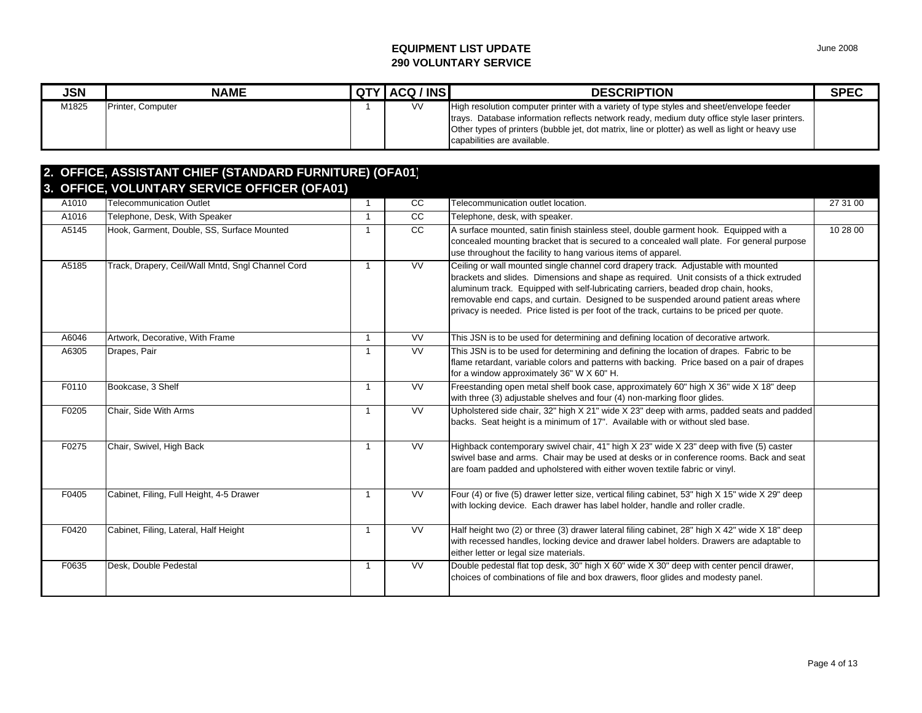# EQUIPMENT LIST UPDATE
## 290 VOLUNTARY SERVICE

June 2008

| JSN | NAME | QTY | ACQ / INS | DESCRIPTION | SPEC |
|---|---|---|---|---|---|
| M1825 | Printer, Computer | 1 | VV | High resolution computer printer with a variety of type styles and sheet/envelope feeder trays. Database information reflects network ready, medium duty office style laser printers. Other types of printers (bubble jet, dot matrix, line or plotter) as well as light or heavy use capabilities are available. | |

## 2. OFFICE, ASSISTANT CHIEF (STANDARD FURNITURE) (OFA01)
## 3. OFFICE, VOLUNTARY SERVICE OFFICER (OFA01)

| JSN | NAME | QTY | ACQ / INS | DESCRIPTION | SPEC |
|---|---|---|---|---|---|
| A1010 | Telecommunication Outlet | 1 | CC | Telecommunication outlet location. | 27 31 00 |
| A1016 | Telephone, Desk, With Speaker | 1 | CC | Telephone, desk, with speaker. | |
| A5145 | Hook, Garment, Double, SS, Surface Mounted | 1 | CC | A surface mounted, satin finish stainless steel, double garment hook. Equipped with a concealed mounting bracket that is secured to a concealed wall plate. For general purpose use throughout the facility to hang various items of apparel. | 10 28 00 |
| A5185 | Track, Drapery, Ceil/Wall Mntd, Sngl Channel Cord | 1 | VV | Ceiling or wall mounted single channel cord drapery track. Adjustable with mounted brackets and slides. Dimensions and shape as required. Unit consists of a thick extruded aluminum track. Equipped with self-lubricating carriers, beaded drop chain, hooks, removable end caps, and curtain. Designed to be suspended around patient areas where privacy is needed. Price listed is per foot of the track, curtains to be priced per quote. | |
| A6046 | Artwork, Decorative, With Frame | 1 | VV | This JSN is to be used for determining and defining location of decorative artwork. | |
| A6305 | Drapes, Pair | 1 | VV | This JSN is to be used for determining and defining the location of drapes. Fabric to be flame retardant, variable colors and patterns with backing. Price based on a pair of drapes for a window approximately 36" W X 60" H. | |
| F0110 | Bookcase, 3 Shelf | 1 | VV | Freestanding open metal shelf book case, approximately 60" high X 36" wide X 18" deep with three (3) adjustable shelves and four (4) non-marking floor glides. | |
| F0205 | Chair, Side With Arms | 1 | VV | Upholstered side chair, 32" high X 21" wide X 23" deep with arms, padded seats and padded backs. Seat height is a minimum of 17". Available with or without sled base. | |
| F0275 | Chair, Swivel, High Back | 1 | VV | Highback contemporary swivel chair, 41" high X 23" wide X 23" deep with five (5) caster swivel base and arms. Chair may be used at desks or in conference rooms. Back and seat are foam padded and upholstered with either woven textile fabric or vinyl. | |
| F0405 | Cabinet, Filing, Full Height, 4-5 Drawer | 1 | VV | Four (4) or five (5) drawer letter size, vertical filing cabinet, 53" high X 15" wide X 29" deep with locking device. Each drawer has label holder, handle and roller cradle. | |
| F0420 | Cabinet, Filing, Lateral, Half Height | 1 | VV | Half height two (2) or three (3) drawer lateral filing cabinet, 28" high X 42" wide X 18" deep with recessed handles, locking device and drawer label holders. Drawers are adaptable to either letter or legal size materials. | |
| F0635 | Desk, Double Pedestal | 1 | VV | Double pedestal flat top desk, 30" high X 60" wide X 30" deep with center pencil drawer, choices of combinations of file and box drawers, floor glides and modesty panel. | |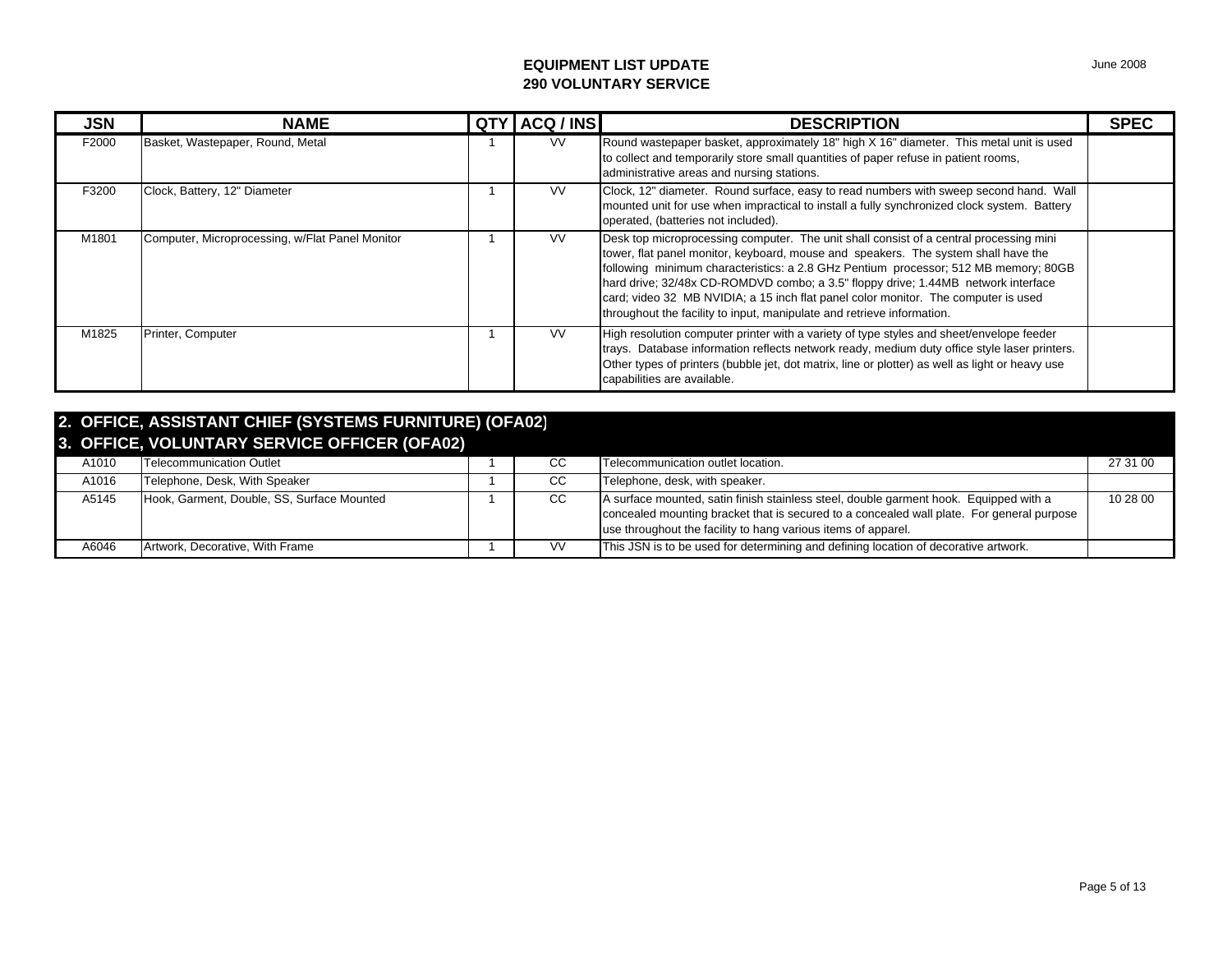# EQUIPMENT LIST UPDATE
## 290 VOLUNTARY SERVICE

| JSN | NAME | QTY | ACQ / INS | DESCRIPTION | SPEC |
|---|---|---|---|---|---|
| F2000 | Basket, Wastepaper, Round, Metal | 1 | VV | Round wastepaper basket, approximately 18" high X 16" diameter. This metal unit is used to collect and temporarily store small quantities of paper refuse in patient rooms, administrative areas and nursing stations. | |
| F3200 | Clock, Battery, 12" Diameter | 1 | VV | Clock, 12" diameter. Round surface, easy to read numbers with sweep second hand. Wall mounted unit for use when impractical to install a fully synchronized clock system. Battery operated, (batteries not included). | |
| M1801 | Computer, Microprocessing, w/Flat Panel Monitor | 1 | VV | Desk top microprocessing computer. The unit shall consist of a central processing mini tower, flat panel monitor, keyboard, mouse and speakers. The system shall have the following minimum characteristics: a 2.8 GHz Pentium processor; 512 MB memory; 80GB hard drive; 32/48x CD-ROMDVD combo; a 3.5" floppy drive; 1.44MB network interface card; video 32 MB NVIDIA; a 15 inch flat panel color monitor. The computer is used throughout the facility to input, manipulate and retrieve information. | |
| M1825 | Printer, Computer | 1 | VV | High resolution computer printer with a variety of type styles and sheet/envelope feeder trays. Database information reflects network ready, medium duty office style laser printers. Other types of printers (bubble jet, dot matrix, line or plotter) as well as light or heavy use capabilities are available. | |
| **2. OFFICE, ASSISTANT CHIEF (SYSTEMS FURNITURE) (OFA02)** | | | | | |
| **3. OFFICE, VOLUNTARY SERVICE OFFICER (OFA02)** | | | | | |
| A1010 | Telecommunication Outlet | 1 | CC | Telecommunication outlet location. | 27 31 00 |
| A1016 | Telephone, Desk, With Speaker | 1 | CC | Telephone, desk, with speaker. | |
| A5145 | Hook, Garment, Double, SS, Surface Mounted | 1 | CC | A surface mounted, satin finish stainless steel, double garment hook. Equipped with a concealed mounting bracket that is secured to a concealed wall plate. For general purpose use throughout the facility to hang various items of apparel. | 10 28 00 |
| A6046 | Artwork, Decorative, With Frame | 1 | VV | This JSN is to be used for determining and defining location of decorative artwork. | |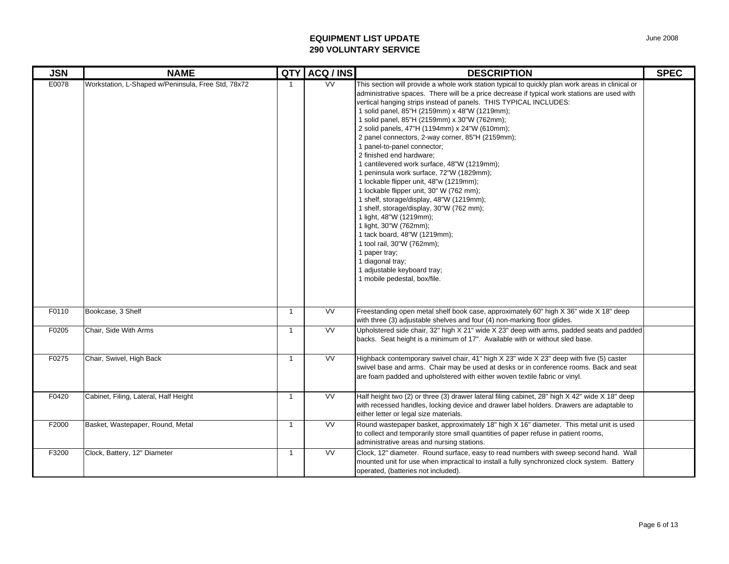**EQUIPMENT LIST UPDATE**
**290 VOLUNTARY SERVICE**

June 2008

| JSN | NAME | QTY | ACQ / INS | DESCRIPTION | SPEC |
|---|---|---|---|---|---|
| E0078 | Workstation, L-Shaped w/Peninsula, Free Std, 78x72 | 1 | VV | This section will provide a whole work station typical to quickly plan work areas in clinical or administrative spaces. There will be a price decrease if typical work stations are used with vertical hanging strips instead of panels. THIS TYPICAL INCLUDES:<br>1 solid panel, 85"H (2159mm) x 48"W (1219mm);<br>1 solid panel, 85"H (2159mm) x 30"W (762mm);<br>2 solid panels, 47"H (1194mm) x 24"W (610mm);<br>2 panel connectors, 2-way corner, 85"H (2159mm);<br>1 panel-to-panel connector;<br>2 finished end hardware;<br>1 cantilevered work surface, 48"W (1219mm);<br>1 peninsula work surface, 72"W (1829mm);<br>1 lockable flipper unit, 48"w (1219mm);<br>1 lockable flipper unit, 30" W (762 mm);<br>1 shelf, storage/display, 48"W (1219mm);<br>1 shelf, storage/display, 30"W (762 mm);<br>1 light, 48"W (1219mm);<br>1 light, 30"W (762mm);<br>1 tack board, 48"W (1219mm);<br>1 tool rail, 30"W (762mm);<br>1 paper tray;<br>1 diagonal tray;<br>1 adjustable keyboard tray;<br>1 mobile pedestal, box/file. | |
| F0110 | Bookcase, 3 Shelf | 1 | VV | Freestanding open metal shelf book case, approximately 60" high X 36" wide X 18" deep with three (3) adjustable shelves and four (4) non-marking floor glides. | |
| F0205 | Chair, Side With Arms | 1 | VV | Upholstered side chair, 32" high X 21" wide X 23" deep with arms, padded seats and padded backs. Seat height is a minimum of 17". Available with or without sled base. | |
| F0275 | Chair, Swivel, High Back | 1 | VV | Highback contemporary swivel chair, 41" high X 23" wide X 23" deep with five (5) caster swivel base and arms. Chair may be used at desks or in conference rooms. Back and seat are foam padded and upholstered with either woven textile fabric or vinyl. | |
| F0420 | Cabinet, Filing, Lateral, Half Height | 1 | VV | Half height two (2) or three (3) drawer lateral filing cabinet, 28" high X 42" wide X 18" deep with recessed handles, locking device and drawer label holders. Drawers are adaptable to either letter or legal size materials. | |
| F2000 | Basket, Wastepaper, Round, Metal | 1 | VV | Round wastepaper basket, approximately 18" high X 16" diameter. This metal unit is used to collect and temporarily store small quantities of paper refuse in patient rooms, administrative areas and nursing stations. | |
| F3200 | Clock, Battery, 12" Diameter | 1 | VV | Clock, 12" diameter. Round surface, easy to read numbers with sweep second hand. Wall mounted unit for use when impractical to install a fully synchronized clock system. Battery operated, (batteries not included). | |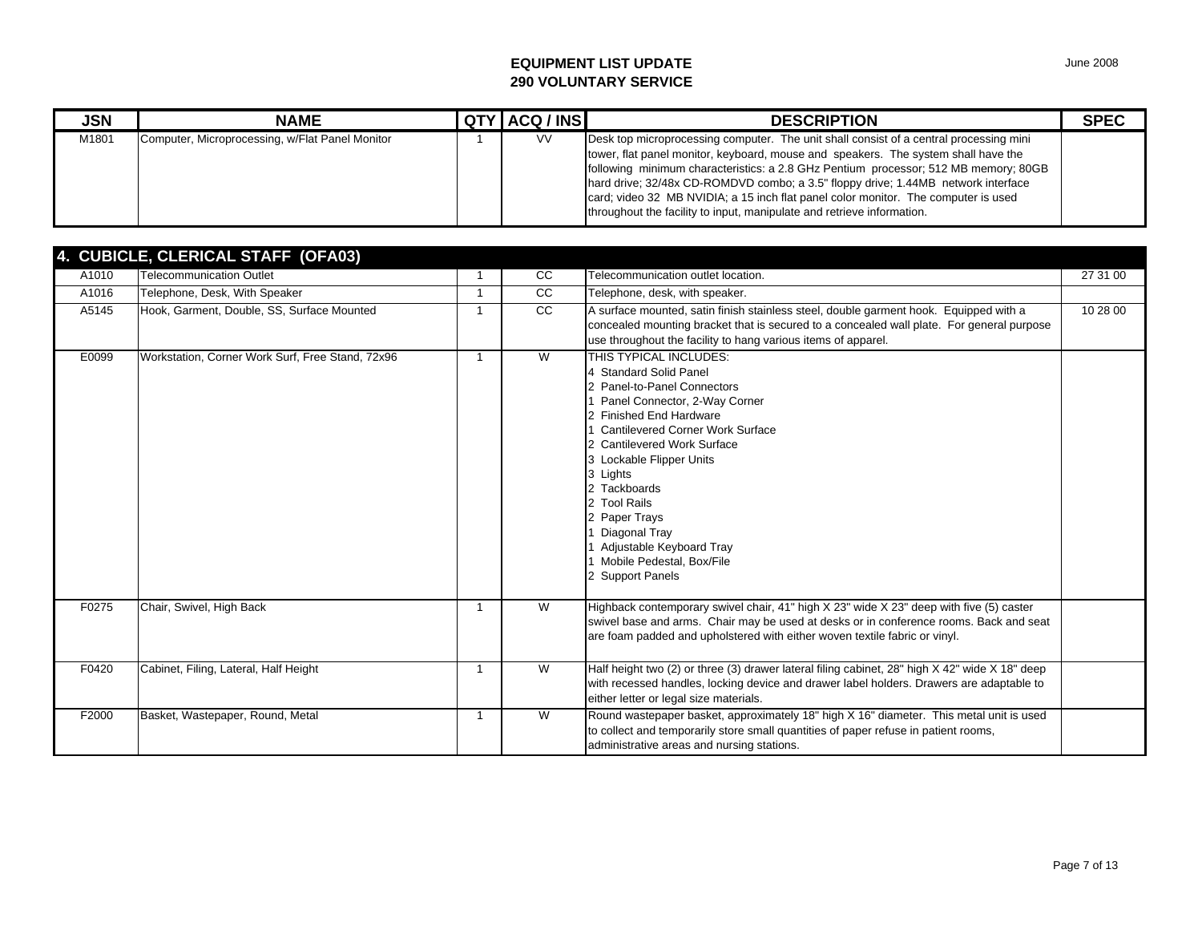# EQUIPMENT LIST UPDATE
## 290 VOLUNTARY SERVICE

| JSN | NAME | QTY | ACQ / INS | DESCRIPTION | SPEC |
|---|---|---|---|---|---|
| M1801 | Computer, Microprocessing, w/Flat Panel Monitor | 1 | VV | Desk top microprocessing computer. The unit shall consist of a central processing mini tower, flat panel monitor, keyboard, mouse and speakers. The system shall have the following minimum characteristics: a 2.8 GHz Pentium processor; 512 MB memory; 80GB hard drive; 32/48x CD-ROMDVD combo; a 3.5" floppy drive; 1.44MB network interface card; video 32 MB NVIDIA; a 15 inch flat panel color monitor. The computer is used throughout the facility to input, manipulate and retrieve information. | |

| **4. CUBICLE, CLERICAL STAFF (OFA03)** | | | | | |
|---|---|---|---|---|---|
| A1010 | Telecommunication Outlet | 1 | CC | Telecommunication outlet location. | 27 31 00 |
| A1016 | Telephone, Desk, With Speaker | 1 | CC | Telephone, desk, with speaker. | |
| A5145 | Hook, Garment, Double, SS, Surface Mounted | 1 | CC | A surface mounted, satin finish stainless steel, double garment hook. Equipped with a concealed mounting bracket that is secured to a concealed wall plate. For general purpose use throughout the facility to hang various items of apparel. | 10 28 00 |
| E0099 | Workstation, Corner Work Surf, Free Stand, 72x96 | 1 | W | THIS TYPICAL INCLUDES:<br>4 Standard Solid Panel<br>2 Panel-to-Panel Connectors<br>1 Panel Connector, 2-Way Corner<br>2 Finished End Hardware<br>1 Cantilevered Corner Work Surface<br>2 Cantilevered Work Surface<br>3 Lockable Flipper Units<br>3 Lights<br>2 Tackboards<br>2 Tool Rails<br>2 Paper Trays<br>1 Diagonal Tray<br>1 Adjustable Keyboard Tray<br>1 Mobile Pedestal, Box/File<br>2 Support Panels | |
| F0275 | Chair, Swivel, High Back | 1 | W | Highback contemporary swivel chair, 41" high X 23" wide X 23" deep with five (5) caster swivel base and arms. Chair may be used at desks or in conference rooms. Back and seat are foam padded and upholstered with either woven textile fabric or vinyl. | |
| F0420 | Cabinet, Filing, Lateral, Half Height | 1 | W | Half height two (2) or three (3) drawer lateral filing cabinet, 28" high X 42" wide X 18" deep with recessed handles, locking device and drawer label holders. Drawers are adaptable to either letter or legal size materials. | |
| F2000 | Basket, Wastepaper, Round, Metal | 1 | W | Round wastepaper basket, approximately 18" high X 16" diameter. This metal unit is used to collect and temporarily store small quantities of paper refuse in patient rooms, administrative areas and nursing stations. | |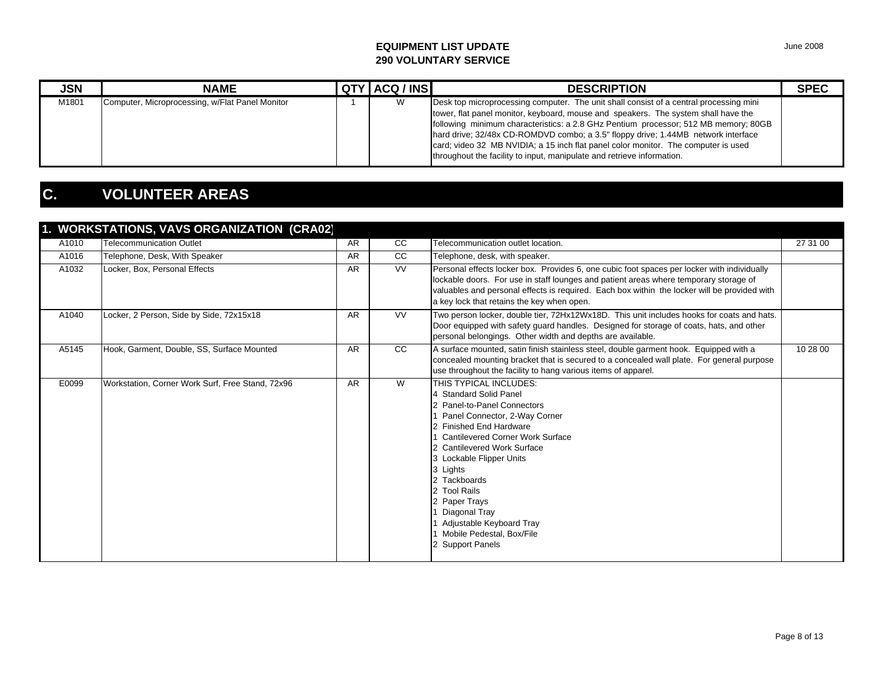**EQUIPMENT LIST UPDATE**
**290 VOLUNTARY SERVICE**

June 2008

| JSN | NAME | QTY | ACQ / INS | DESCRIPTION | SPEC |
|---|---|---|---|---|---|
| M1801 | Computer, Microprocessing, w/Flat Panel Monitor | 1 | W | Desk top microprocessing computer. The unit shall consist of a central processing mini tower, flat panel monitor, keyboard, mouse and speakers. The system shall have the following minimum characteristics: a 2.8 GHz Pentium processor; 512 MB memory; 80GB hard drive; 32/48x CD-ROMDVD combo; a 3.5" floppy drive; 1.44MB network interface card; video 32 MB NVIDIA; a 15 inch flat panel color monitor. The computer is used throughout the facility to input, manipulate and retrieve information. | |

# C. VOLUNTEER AREAS

## 1. WORKSTATIONS, VAVS ORGANIZATION (CRA02)

| JSN | NAME | QTY | ACQ / INS | DESCRIPTION | SPEC |
|---|---|---|---|---|---|
| A1010 | Telecommunication Outlet | AR | CC | Telecommunication outlet location. | 27 31 00 |
| A1016 | Telephone, Desk, With Speaker | AR | CC | Telephone, desk, with speaker. | |
| A1032 | Locker, Box, Personal Effects | AR | VV | Personal effects locker box. Provides 6, one cubic foot spaces per locker with individually lockable doors. For use in staff lounges and patient areas where temporary storage of valuables and personal effects is required. Each box within the locker will be provided with a key lock that retains the key when open. | |
| A1040 | Locker, 2 Person, Side by Side, 72x15x18 | AR | VV | Two person locker, double tier, 72Hx12Wx18D. This unit includes hooks for coats and hats. Door equipped with safety guard handles. Designed for storage of coats, hats, and other personal belongings. Other width and depths are available. | |
| A5145 | Hook, Garment, Double, SS, Surface Mounted | AR | CC | A surface mounted, satin finish stainless steel, double garment hook. Equipped with a concealed mounting bracket that is secured to a concealed wall plate. For general purpose use throughout the facility to hang various items of apparel. | 10 28 00 |
| E0099 | Workstation, Corner Work Surf, Free Stand, 72x96 | AR | W | THIS TYPICAL INCLUDES:<br>4 Standard Solid Panel<br>2 Panel-to-Panel Connectors<br>1 Panel Connector, 2-Way Corner<br>2 Finished End Hardware<br>1 Cantilevered Corner Work Surface<br>2 Cantilevered Work Surface<br>3 Lockable Flipper Units<br>3 Lights<br>2 Tackboards<br>2 Tool Rails<br>2 Paper Trays<br>1 Diagonal Tray<br>1 Adjustable Keyboard Tray<br>1 Mobile Pedestal, Box/File<br>2 Support Panels | |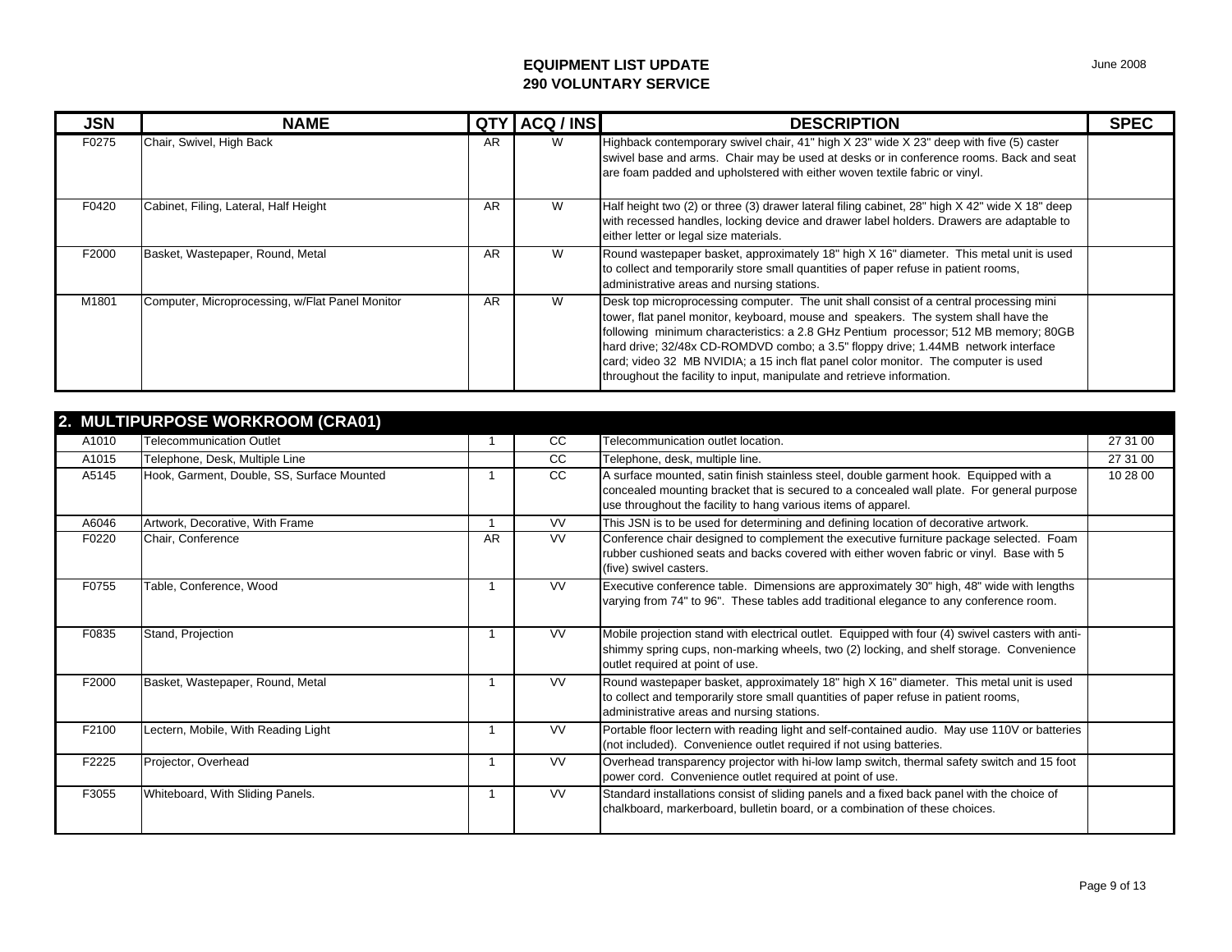# EQUIPMENT LIST UPDATE
## 290 VOLUNTARY SERVICE

June 2008

| JSN | NAME | QTY | ACQ / INS | DESCRIPTION | SPEC |
|---|---|---|---|---|---|
| F0275 | Chair, Swivel, High Back | AR | W | Highback contemporary swivel chair, 41" high X 23" wide X 23" deep with five (5) caster swivel base and arms. Chair may be used at desks or in conference rooms. Back and seat are foam padded and upholstered with either woven textile fabric or vinyl. | |
| F0420 | Cabinet, Filing, Lateral, Half Height | AR | W | Half height two (2) or three (3) drawer lateral filing cabinet, 28" high X 42" wide X 18" deep with recessed handles, locking device and drawer label holders. Drawers are adaptable to either letter or legal size materials. | |
| F2000 | Basket, Wastepaper, Round, Metal | AR | W | Round wastepaper basket, approximately 18" high X 16" diameter. This metal unit is used to collect and temporarily store small quantities of paper refuse in patient rooms, administrative areas and nursing stations. | |
| M1801 | Computer, Microprocessing, w/Flat Panel Monitor | AR | W | Desk top microprocessing computer. The unit shall consist of a central processing mini tower, flat panel monitor, keyboard, mouse and speakers. The system shall have the following minimum characteristics: a 2.8 GHz Pentium processor; 512 MB memory; 80GB hard drive; 32/48x CD-ROMDVD combo; a 3.5" floppy drive; 1.44MB network interface card; video 32 MB NVIDIA; a 15 inch flat panel color monitor. The computer is used throughout the facility to input, manipulate and retrieve information. | |

## 2. MULTIPURPOSE WORKROOM (CRA01)

| JSN | NAME | QTY | ACQ / INS | DESCRIPTION | SPEC |
|---|---|---|---|---|---|
| A1010 | Telecommunication Outlet | 1 | CC | Telecommunication outlet location. | 27 31 00 |
| A1015 | Telephone, Desk, Multiple Line | | CC | Telephone, desk, multiple line. | 27 31 00 |
| A5145 | Hook, Garment, Double, SS, Surface Mounted | 1 | CC | A surface mounted, satin finish stainless steel, double garment hook. Equipped with a concealed mounting bracket that is secured to a concealed wall plate. For general purpose use throughout the facility to hang various items of apparel. | 10 28 00 |
| A6046 | Artwork, Decorative, With Frame | 1 | VV | This JSN is to be used for determining and defining location of decorative artwork. | |
| F0220 | Chair, Conference | AR | VV | Conference chair designed to complement the executive furniture package selected. Foam rubber cushioned seats and backs covered with either woven fabric or vinyl. Base with 5 (five) swivel casters. | |
| F0755 | Table, Conference, Wood | 1 | VV | Executive conference table. Dimensions are approximately 30" high, 48" wide with lengths varying from 74" to 96". These tables add traditional elegance to any conference room. | |
| F0835 | Stand, Projection | 1 | VV | Mobile projection stand with electrical outlet. Equipped with four (4) swivel casters with anti-shimmy spring cups, non-marking wheels, two (2) locking, and shelf storage. Convenience outlet required at point of use. | |
| F2000 | Basket, Wastepaper, Round, Metal | 1 | VV | Round wastepaper basket, approximately 18" high X 16" diameter. This metal unit is used to collect and temporarily store small quantities of paper refuse in patient rooms, administrative areas and nursing stations. | |
| F2100 | Lectern, Mobile, With Reading Light | 1 | VV | Portable floor lectern with reading light and self-contained audio. May use 110V or batteries (not included). Convenience outlet required if not using batteries. | |
| F2225 | Projector, Overhead | 1 | VV | Overhead transparency projector with hi-low lamp switch, thermal safety switch and 15 foot power cord. Convenience outlet required at point of use. | |
| F3055 | Whiteboard, With Sliding Panels. | 1 | VV | Standard installations consist of sliding panels and a fixed back panel with the choice of chalkboard, markerboard, bulletin board, or a combination of these choices. | |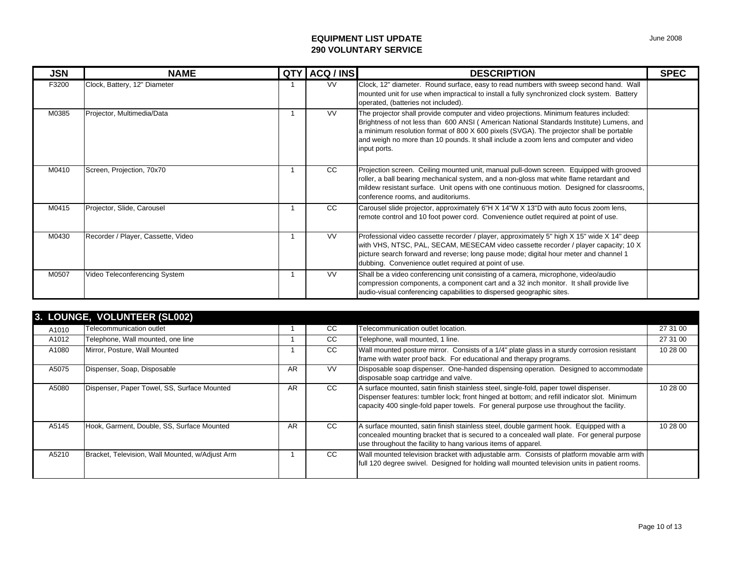# EQUIPMENT LIST UPDATE
## 290 VOLUNTARY SERVICE

June 2008

| JSN | NAME | QTY | ACQ / INS | DESCRIPTION | SPEC |
|---|---|---|---|---|---|
| F3200 | Clock, Battery, 12" Diameter | 1 | VV | Clock, 12" diameter. Round surface, easy to read numbers with sweep second hand. Wall mounted unit for use when impractical to install a fully synchronized clock system. Battery operated, (batteries not included). | |
| M0385 | Projector, Multimedia/Data | 1 | VV | The projector shall provide computer and video projections. Minimum features included: Brightness of not less than 600 ANSI ( American National Standards Institute) Lumens, and a minimum resolution format of 800 X 600 pixels (SVGA). The projector shall be portable and weigh no more than 10 pounds. It shall include a zoom lens and computer and video input ports. | |
| M0410 | Screen, Projection, 70x70 | 1 | CC | Projection screen. Ceiling mounted unit, manual pull-down screen. Equipped with grooved roller, a ball bearing mechanical system, and a non-gloss mat white flame retardant and mildew resistant surface. Unit opens with one continuous motion. Designed for classrooms, conference rooms, and auditoriums. | |
| M0415 | Projector, Slide, Carousel | 1 | CC | Carousel slide projector, approximately 6"H X 14"W X 13"D with auto focus zoom lens, remote control and 10 foot power cord. Convenience outlet required at point of use. | |
| M0430 | Recorder / Player, Cassette, Video | 1 | VV | Professional video cassette recorder / player, approximately 5" high X 15" wide X 14" deep with VHS, NTSC, PAL, SECAM, MESECAM video cassette recorder / player capacity; 10 X picture search forward and reverse; long pause mode; digital hour meter and channel 1 dubbing. Convenience outlet required at point of use. | |
| M0507 | Video Teleconferencing System | 1 | VV | Shall be a video conferencing unit consisting of a camera, microphone, video/audio compression components, a component cart and a 32 inch monitor. It shall provide live audio-visual conferencing capabilities to dispersed geographic sites. | |

## 3. LOUNGE, VOLUNTEER (SL002)

| JSN | NAME | QTY | ACQ / INS | DESCRIPTION | SPEC |
|---|---|---|---|---|---|
| A1010 | Telecommunication outlet | 1 | CC | Telecommunication outlet location. | 27 31 00 |
| A1012 | Telephone, Wall mounted, one line | 1 | CC | Telephone, wall mounted, 1 line. | 27 31 00 |
| A1080 | Mirror, Posture, Wall Mounted | 1 | CC | Wall mounted posture mirror. Consists of a 1/4" plate glass in a sturdy corrosion resistant frame with water proof back. For educational and therapy programs. | 10 28 00 |
| A5075 | Dispenser, Soap, Disposable | AR | VV | Disposable soap dispenser. One-handed dispensing operation. Designed to accommodate disposable soap cartridge and valve. | |
| A5080 | Dispenser, Paper Towel, SS, Surface Mounted | AR | CC | A surface mounted, satin finish stainless steel, single-fold, paper towel dispenser. Dispenser features: tumbler lock; front hinged at bottom; and refill indicator slot. Minimum capacity 400 single-fold paper towels. For general purpose use throughout the facility. | 10 28 00 |
| A5145 | Hook, Garment, Double, SS, Surface Mounted | AR | CC | A surface mounted, satin finish stainless steel, double garment hook. Equipped with a concealed mounting bracket that is secured to a concealed wall plate. For general purpose use throughout the facility to hang various items of apparel. | 10 28 00 |
| A5210 | Bracket, Television, Wall Mounted, w/Adjust Arm | 1 | CC | Wall mounted television bracket with adjustable arm. Consists of platform movable arm with full 120 degree swivel. Designed for holding wall mounted television units in patient rooms. | |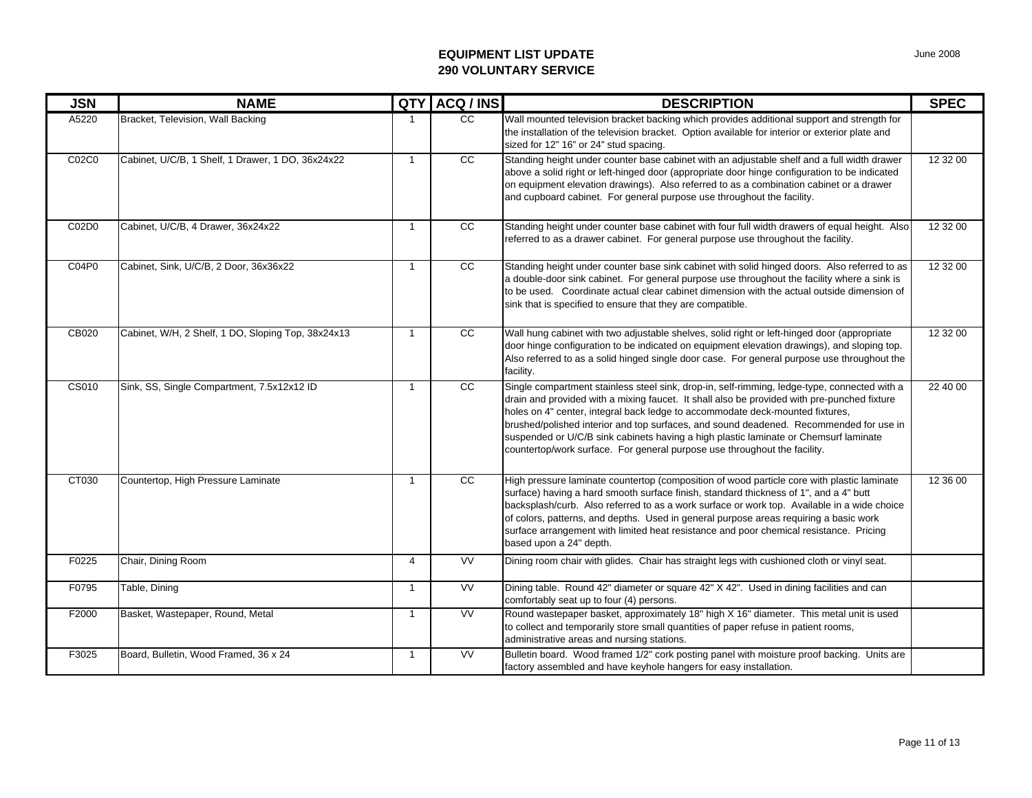**EQUIPMENT LIST UPDATE**
**290 VOLUNTARY SERVICE**

| JSN | NAME | QTY | ACQ / INS | DESCRIPTION | SPEC |
| --- | --- | --- | --- | --- | --- |
| A5220 | Bracket, Television, Wall Backing | 1 | CC | Wall mounted television bracket backing which provides additional support and strength for the installation of the television bracket. Option available for interior or exterior plate and sized for 12" 16" or 24" stud spacing. | |
| C02C0 | Cabinet, U/C/B, 1 Shelf, 1 Drawer, 1 DO, 36x24x22 | 1 | CC | Standing height under counter base cabinet with an adjustable shelf and a full width drawer above a solid right or left-hinged door (appropriate door hinge configuration to be indicated on equipment elevation drawings). Also referred to as a combination cabinet or a drawer and cupboard cabinet. For general purpose use throughout the facility. | 12 32 00 |
| C02D0 | Cabinet, U/C/B, 4 Drawer, 36x24x22 | 1 | CC | Standing height under counter base cabinet with four full width drawers of equal height. Also referred to as a drawer cabinet. For general purpose use throughout the facility. | 12 32 00 |
| C04P0 | Cabinet, Sink, U/C/B, 2 Door, 36x36x22 | 1 | CC | Standing height under counter base sink cabinet with solid hinged doors. Also referred to as a double-door sink cabinet. For general purpose use throughout the facility where a sink is to be used. Coordinate actual clear cabinet dimension with the actual outside dimension of sink that is specified to ensure that they are compatible. | 12 32 00 |
| CB020 | Cabinet, W/H, 2 Shelf, 1 DO, Sloping Top, 38x24x13 | 1 | CC | Wall hung cabinet with two adjustable shelves, solid right or left-hinged door (appropriate door hinge configuration to be indicated on equipment elevation drawings), and sloping top. Also referred to as a solid hinged single door case. For general purpose use throughout the facility. | 12 32 00 |
| CS010 | Sink, SS, Single Compartment, 7.5x12x12 ID | 1 | CC | Single compartment stainless steel sink, drop-in, self-rimming, ledge-type, connected with a drain and provided with a mixing faucet. It shall also be provided with pre-punched fixture holes on 4" center, integral back ledge to accommodate deck-mounted fixtures, brushed/polished interior and top surfaces, and sound deadened. Recommended for use in suspended or U/C/B sink cabinets having a high plastic laminate or Chemsurf laminate countertop/work surface. For general purpose use throughout the facility. | 22 40 00 |
| CT030 | Countertop, High Pressure Laminate | 1 | CC | High pressure laminate countertop (composition of wood particle core with plastic laminate surface) having a hard smooth surface finish, standard thickness of 1", and a 4" butt backsplash/curb. Also referred to as a work surface or work top. Available in a wide choice of colors, patterns, and depths. Used in general purpose areas requiring a basic work surface arrangement with limited heat resistance and poor chemical resistance. Pricing based upon a 24" depth. | 12 36 00 |
| F0225 | Chair, Dining Room | 4 | VV | Dining room chair with glides. Chair has straight legs with cushioned cloth or vinyl seat. | |
| F0795 | Table, Dining | 1 | VV | Dining table. Round 42" diameter or square 42" X 42". Used in dining facilities and can comfortably seat up to four (4) persons. | |
| F2000 | Basket, Wastepaper, Round, Metal | 1 | VV | Round wastepaper basket, approximately 18" high X 16" diameter. This metal unit is used to collect and temporarily store small quantities of paper refuse in patient rooms, administrative areas and nursing stations. | |
| F3025 | Board, Bulletin, Wood Framed, 36 x 24 | 1 | VV | Bulletin board. Wood framed 1/2" cork posting panel with moisture proof backing. Units are factory assembled and have keyhole hangers for easy installation. | |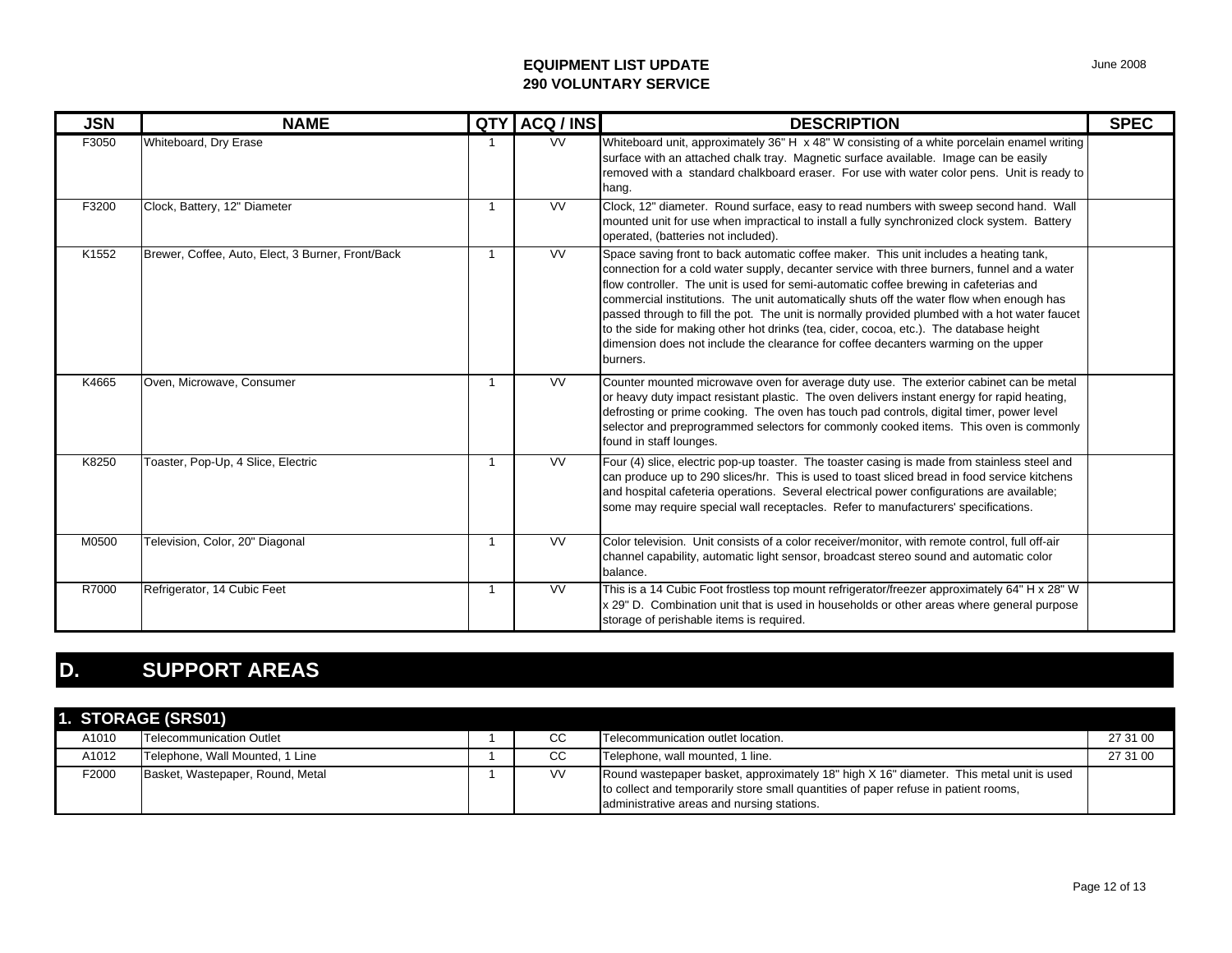**EQUIPMENT LIST UPDATE**
**290 VOLUNTARY SERVICE**

June 2008

| JSN | NAME | QTY | ACQ / INS | DESCRIPTION | SPEC |
|---|---|---|---|---|---|
| F3050 | Whiteboard, Dry Erase | 1 | VV | Whiteboard unit, approximately 36" H x 48" W consisting of a white porcelain enamel writing surface with an attached chalk tray. Magnetic surface available. Image can be easily removed with a standard chalkboard eraser. For use with water color pens. Unit is ready to hang. | |
| F3200 | Clock, Battery, 12" Diameter | 1 | VV | Clock, 12" diameter. Round surface, easy to read numbers with sweep second hand. Wall mounted unit for use when impractical to install a fully synchronized clock system. Battery operated, (batteries not included). | |
| K1552 | Brewer, Coffee, Auto, Elect, 3 Burner, Front/Back | 1 | VV | Space saving front to back automatic coffee maker. This unit includes a heating tank, connection for a cold water supply, decanter service with three burners, funnel and a water flow controller. The unit is used for semi-automatic coffee brewing in cafeterias and commercial institutions. The unit automatically shuts off the water flow when enough has passed through to fill the pot. The unit is normally provided plumbed with a hot water faucet to the side for making other hot drinks (tea, cider, cocoa, etc.). The database height dimension does not include the clearance for coffee decanters warming on the upper burners. | |
| K4665 | Oven, Microwave, Consumer | 1 | VV | Counter mounted microwave oven for average duty use. The exterior cabinet can be metal or heavy duty impact resistant plastic. The oven delivers instant energy for rapid heating, defrosting or prime cooking. The oven has touch pad controls, digital timer, power level selector and preprogrammed selectors for commonly cooked items. This oven is commonly found in staff lounges. | |
| K8250 | Toaster, Pop-Up, 4 Slice, Electric | 1 | VV | Four (4) slice, electric pop-up toaster. The toaster casing is made from stainless steel and can produce up to 290 slices/hr. This is used to toast sliced bread in food service kitchens and hospital cafeteria operations. Several electrical power configurations are available; some may require special wall receptacles. Refer to manufacturers' specifications. | |
| M0500 | Television, Color, 20" Diagonal | 1 | VV | Color television. Unit consists of a color receiver/monitor, with remote control, full off-air channel capability, automatic light sensor, broadcast stereo sound and automatic color balance. | |
| R7000 | Refrigerator, 14 Cubic Feet | 1 | VV | This is a 14 Cubic Foot frostless top mount refrigerator/freezer approximately 64" H x 28" W x 29" D. Combination unit that is used in households or other areas where general purpose storage of perishable items is required. | |

## D. SUPPORT AREAS

| 1. STORAGE (SRS01) | | | | | |
|---|---|---|---|---|---|
| A1010 | Telecommunication Outlet | 1 | CC | Telecommunication outlet location. | 27 31 00 |
| A1012 | Telephone, Wall Mounted, 1 Line | 1 | CC | Telephone, wall mounted, 1 line. | 27 31 00 |
| F2000 | Basket, Wastepaper, Round, Metal | 1 | VV | Round wastepaper basket, approximately 18" high X 16" diameter. This metal unit is used to collect and temporarily store small quantities of paper refuse in patient rooms, administrative areas and nursing stations. | |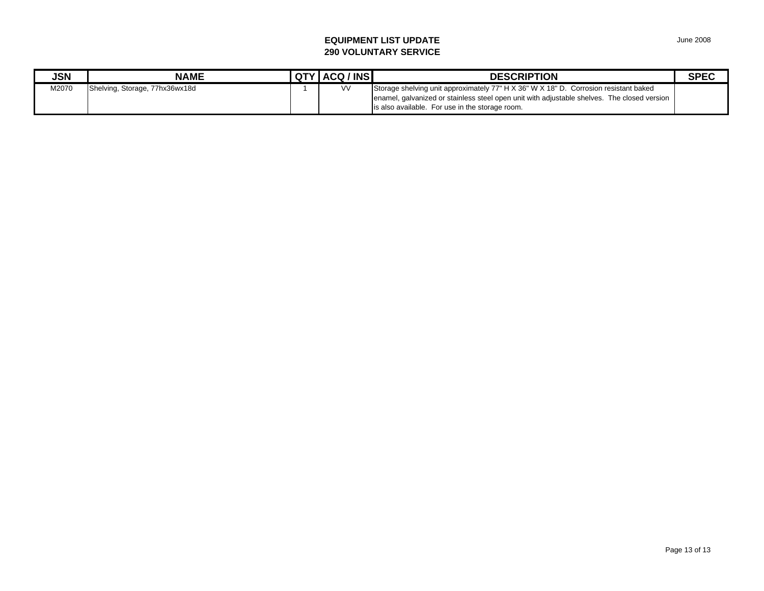**EQUIPMENT LIST UPDATE**
**290 VOLUNTARY SERVICE**

June 2008

| JSN | NAME | QTY | ACQ / INS | DESCRIPTION | SPEC |
|---|---|---|---|---|---|
| M2070 | Shelving, Storage, 77hx36wx18d | 1 | VV | Storage shelving unit approximately 77" H X 36" W X 18" D. Corrosion resistant baked enamel, galvanized or stainless steel open unit with adjustable shelves. The closed version is also available. For use in the storage room. | |